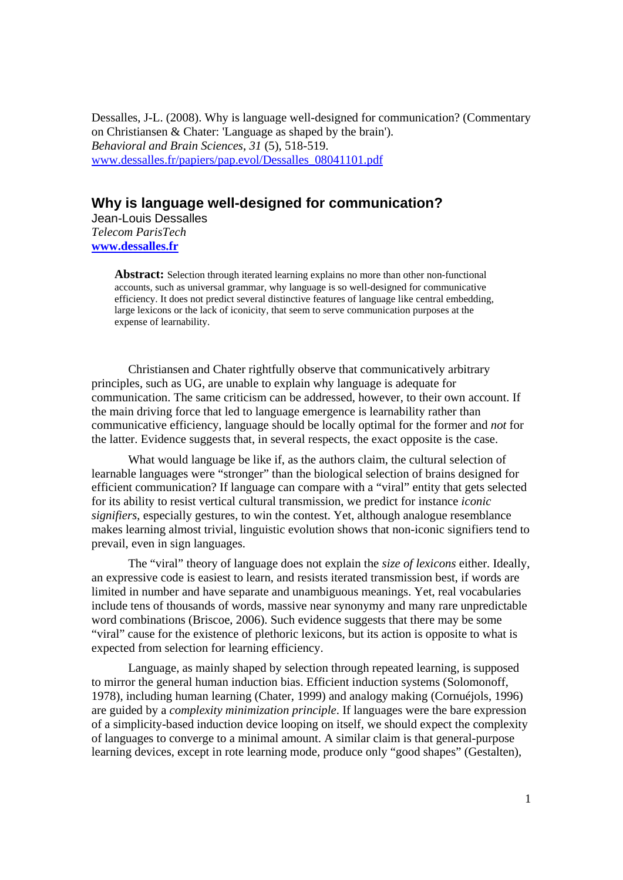Dessalles, J-L. (2008). Why is language well-designed for communication? (Commentary on Christiansen & Chater: 'Language as shaped by the brain'). *Behavioral and Brain Sciences*, *31* (5), 518-519.
[www.dessalles.fr/papiers/pap.evol/Dessalles_08041101.pdf](www.dessalles.fr/papiers/pap.evol/Dessalles_08041101.pdf)

# Why is language well-designed for communication?

Jean-Louis Dessalles
*Telecom ParisTech*
**[www.dessalles.fr](www.dessalles.fr)**

> **Abstract:** Selection through iterated learning explains no more than other non-functional accounts, such as universal grammar, why language is so well-designed for communicative efficiency. It does not predict several distinctive features of language like central embedding, large lexicons or the lack of iconicity, that seem to serve communication purposes at the expense of learnability.

Christiansen and Chater rightfully observe that communicatively arbitrary principles, such as UG, are unable to explain why language is adequate for communication. The same criticism can be addressed, however, to their own account. If the main driving force that led to language emergence is learnability rather than communicative efficiency, language should be locally optimal for the former and *not* for the latter. Evidence suggests that, in several respects, the exact opposite is the case.

What would language be like if, as the authors claim, the cultural selection of learnable languages were "stronger" than the biological selection of brains designed for efficient communication? If language can compare with a "viral" entity that gets selected for its ability to resist vertical cultural transmission, we predict for instance *iconic signifiers*, especially gestures, to win the contest. Yet, although analogue resemblance makes learning almost trivial, linguistic evolution shows that non-iconic signifiers tend to prevail, even in sign languages.

The "viral" theory of language does not explain the *size of lexicons* either. Ideally, an expressive code is easiest to learn, and resists iterated transmission best, if words are limited in number and have separate and unambiguous meanings. Yet, real vocabularies include tens of thousands of words, massive near synonymy and many rare unpredictable word combinations (Briscoe, 2006). Such evidence suggests that there may be some "viral" cause for the existence of plethoric lexicons, but its action is opposite to what is expected from selection for learning efficiency.

Language, as mainly shaped by selection through repeated learning, is supposed to mirror the general human induction bias. Efficient induction systems (Solomonoff, 1978), including human learning (Chater, 1999) and analogy making (Cornuéjols, 1996) are guided by a *complexity minimization principle*. If languages were the bare expression of a simplicity-based induction device looping on itself, we should expect the complexity of languages to converge to a minimal amount. A similar claim is that general-purpose learning devices, except in rote learning mode, produce only "good shapes" (Gestalten),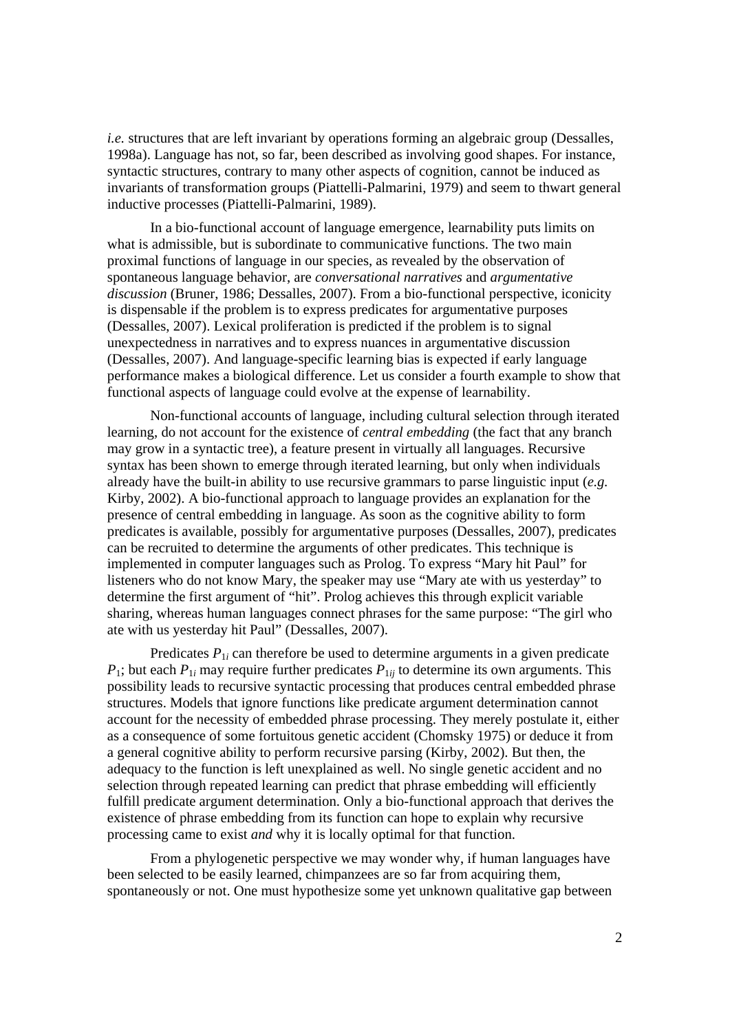*i.e.* structures that are left invariant by operations forming an algebraic group (Dessalles, 1998a). Language has not, so far, been described as involving good shapes. For instance, syntactic structures, contrary to many other aspects of cognition, cannot be induced as invariants of transformation groups (Piattelli-Palmarini, 1979) and seem to thwart general inductive processes (Piattelli-Palmarini, 1989).

In a bio-functional account of language emergence, learnability puts limits on what is admissible, but is subordinate to communicative functions. The two main proximal functions of language in our species, as revealed by the observation of spontaneous language behavior, are *conversational narratives* and *argumentative discussion* (Bruner, 1986; Dessalles, 2007). From a bio-functional perspective, iconicity is dispensable if the problem is to express predicates for argumentative purposes (Dessalles, 2007). Lexical proliferation is predicted if the problem is to signal unexpectedness in narratives and to express nuances in argumentative discussion (Dessalles, 2007). And language-specific learning bias is expected if early language performance makes a biological difference. Let us consider a fourth example to show that functional aspects of language could evolve at the expense of learnability.

Non-functional accounts of language, including cultural selection through iterated learning, do not account for the existence of *central embedding* (the fact that any branch may grow in a syntactic tree), a feature present in virtually all languages. Recursive syntax has been shown to emerge through iterated learning, but only when individuals already have the built-in ability to use recursive grammars to parse linguistic input (*e.g.* Kirby, 2002). A bio-functional approach to language provides an explanation for the presence of central embedding in language. As soon as the cognitive ability to form predicates is available, possibly for argumentative purposes (Dessalles, 2007), predicates can be recruited to determine the arguments of other predicates. This technique is implemented in computer languages such as Prolog. To express "Mary hit Paul" for listeners who do not know Mary, the speaker may use "Mary ate with us yesterday" to determine the first argument of "hit". Prolog achieves this through explicit variable sharing, whereas human languages connect phrases for the same purpose: "The girl who ate with us yesterday hit Paul" (Dessalles, 2007).

Predicates $P_{1i}$ can therefore be used to determine arguments in a given predicate $P_1$; but each $P_{1i}$ may require further predicates $P_{1ij}$ to determine its own arguments. This possibility leads to recursive syntactic processing that produces central embedded phrase structures. Models that ignore functions like predicate argument determination cannot account for the necessity of embedded phrase processing. They merely postulate it, either as a consequence of some fortuitous genetic accident (Chomsky 1975) or deduce it from a general cognitive ability to perform recursive parsing (Kirby, 2002). But then, the adequacy to the function is left unexplained as well. No single genetic accident and no selection through repeated learning can predict that phrase embedding will efficiently fulfill predicate argument determination. Only a bio-functional approach that derives the existence of phrase embedding from its function can hope to explain why recursive processing came to exist *and* why it is locally optimal for that function.

From a phylogenetic perspective we may wonder why, if human languages have been selected to be easily learned, chimpanzees are so far from acquiring them, spontaneously or not. One must hypothesize some yet unknown qualitative gap between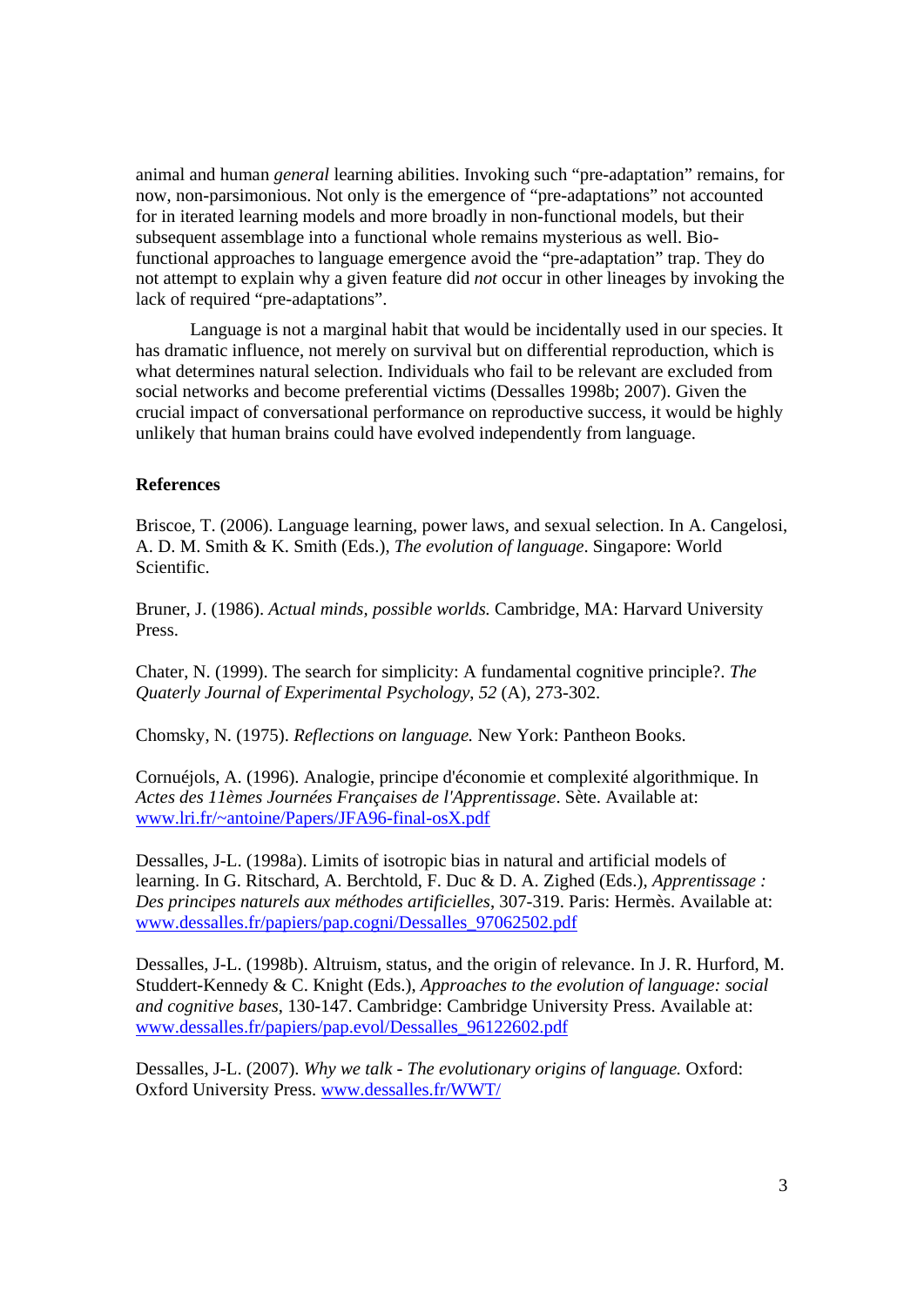animal and human *general* learning abilities. Invoking such "pre-adaptation" remains, for now, non-parsimonious. Not only is the emergence of "pre-adaptations" not accounted for in iterated learning models and more broadly in non-functional models, but their subsequent assemblage into a functional whole remains mysterious as well. Bio-functional approaches to language emergence avoid the "pre-adaptation" trap. They do not attempt to explain why a given feature did *not* occur in other lineages by invoking the lack of required "pre-adaptations".

Language is not a marginal habit that would be incidentally used in our species. It has dramatic influence, not merely on survival but on differential reproduction, which is what determines natural selection. Individuals who fail to be relevant are excluded from social networks and become preferential victims (Dessalles 1998b; 2007). Given the crucial impact of conversational performance on reproductive success, it would be highly unlikely that human brains could have evolved independently from language.

**References**

Briscoe, T. (2006). Language learning, power laws, and sexual selection. In A. Cangelosi, A. D. M. Smith & K. Smith (Eds.), *The evolution of language*. Singapore: World Scientific.

Bruner, J. (1986). *Actual minds, possible worlds.* Cambridge, MA: Harvard University Press.

Chater, N. (1999). The search for simplicity: A fundamental cognitive principle?. *The Quaterly Journal of Experimental Psychology, 52* (A), 273-302.

Chomsky, N. (1975). *Reflections on language.* New York: Pantheon Books.

Cornuéjols, A. (1996). Analogie, principe d'économie et complexité algorithmique. In *Actes des 11èmes Journées Françaises de l'Apprentissage*. Sète. Available at: www.lri.fr/~antoine/Papers/JFA96-final-osX.pdf

Dessalles, J-L. (1998a). Limits of isotropic bias in natural and artificial models of learning. In G. Ritschard, A. Berchtold, F. Duc & D. A. Zighed (Eds.), *Apprentissage : Des principes naturels aux méthodes artificielles*, 307-319. Paris: Hermès. Available at: www.dessalles.fr/papiers/pap.cogni/Dessalles_97062502.pdf

Dessalles, J-L. (1998b). Altruism, status, and the origin of relevance. In J. R. Hurford, M. Studdert-Kennedy & C. Knight (Eds.), *Approaches to the evolution of language: social and cognitive bases*, 130-147. Cambridge: Cambridge University Press. Available at: www.dessalles.fr/papiers/pap.evol/Dessalles_96122602.pdf

Dessalles, J-L. (2007). *Why we talk - The evolutionary origins of language.* Oxford: Oxford University Press. www.dessalles.fr/WWT/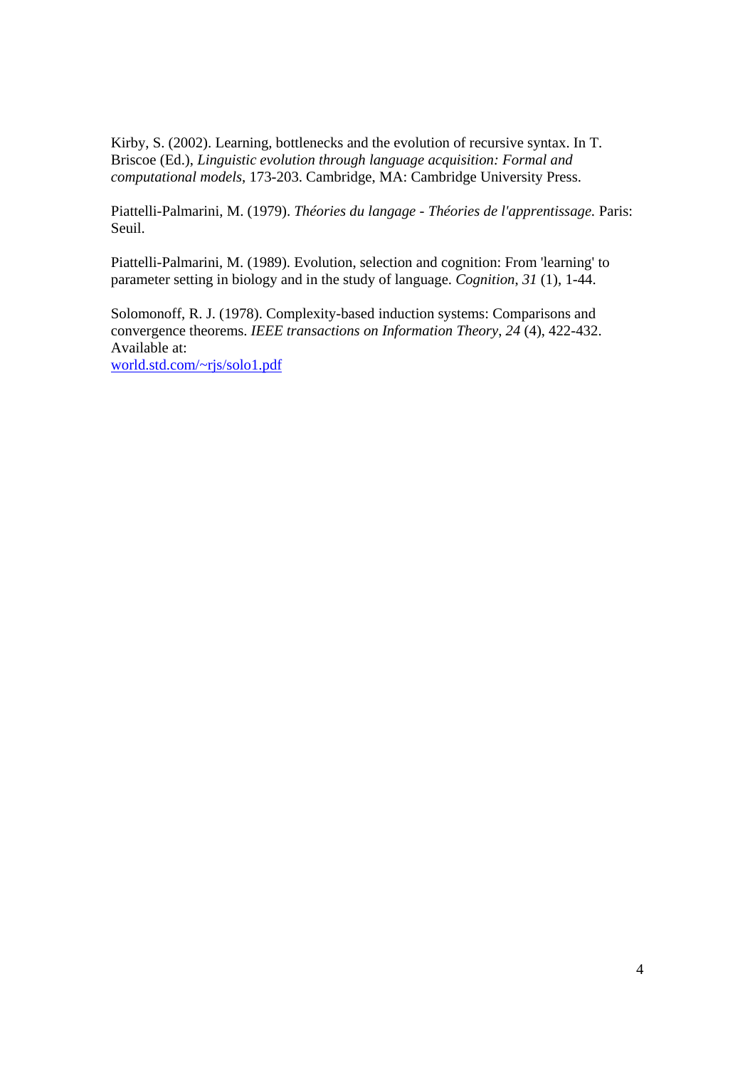Kirby, S. (2002). Learning, bottlenecks and the evolution of recursive syntax. In T. Briscoe (Ed.), *Linguistic evolution through language acquisition: Formal and computational models*, 173-203. Cambridge, MA: Cambridge University Press.

Piattelli-Palmarini, M. (1979). *Théories du langage - Théories de l'apprentissage.* Paris: Seuil.

Piattelli-Palmarini, M. (1989). Evolution, selection and cognition: From 'learning' to parameter setting in biology and in the study of language. *Cognition*, *31* (1), 1-44.

Solomonoff, R. J. (1978). Complexity-based induction systems: Comparisons and convergence theorems. *IEEE transactions on Information Theory*, *24* (4), 422-432. Available at:
world.std.com/~rjs/solo1.pdf